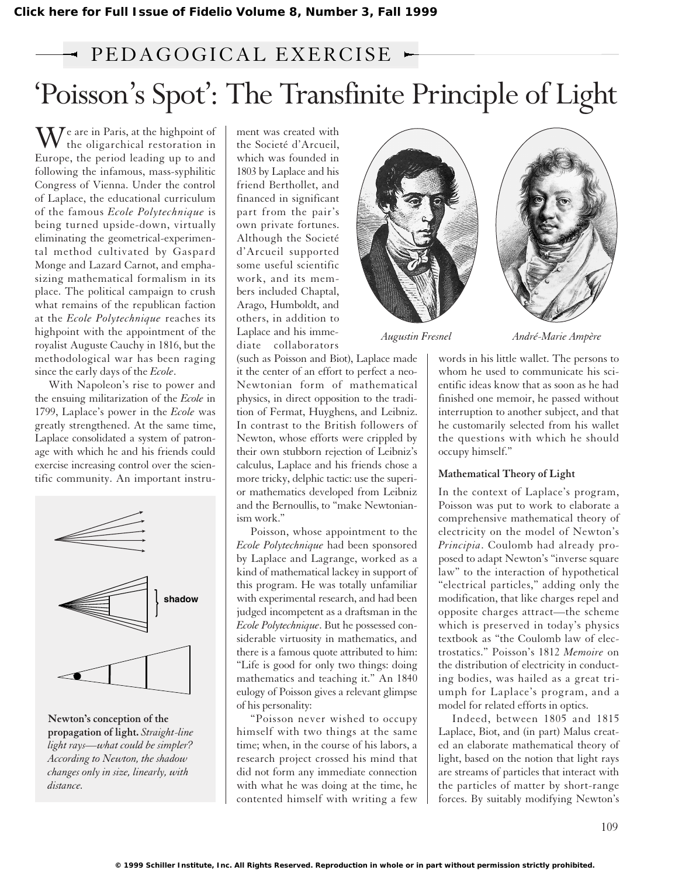PEDAGOGICAL EXERCISE

# 'Poisson's Spot': The Transfinite Principle of Light

We are in Paris, at the highpoint of the oligarchical restoration in Europe, the period leading up to and following the infamous, mass-syphilitic Congress of Vienna. Under the control of Laplace, the educational curriculum of the famous *Ecole Polytechnique* is being turned upside-down, virtually eliminating the geometrical-experimental method cultivated by Gaspard Monge and Lazard Carnot, and emphasizing mathematical formalism in its place. The political campaign to crush what remains of the republican faction at the *Ecole Polytechnique* reaches its highpoint with the appointment of the royalist Auguste Cauchy in 1816, but the methodological war has been raging since the early days of the *Ecole*.

With Napoleon's rise to power and the ensuing militarization of the *Ecole* in 1799, Laplace's power in the *Ecole* was greatly strengthened. At the same time, Laplace consolidated a system of patronage with which he and his friends could exercise increasing control over the scientific community. An important instrument was created with the Societé d'Arcueil, which was founded in 1803 by Laplace and his friend Berthollet, and financed in significant part from the pair's own private fortunes. Although the Societé d'Arcueil supported some useful scientific work, and its members included Chaptal, Arago, Humboldt, and others, in addition to Laplace and his immediate collaborators (such as Poisson and Biot), Laplace made it the center of an effort to perfect a neo-Newtonian form of mathematical physics, in direct opposition to the tradition of Fermat, Huyghens, and Leibniz. In contrast to the British followers of Newton, whose efforts were crippled by their own stubborn rejection of Leibniz's calculus, Laplace and his friends chose a more tricky, delphic tactic: use the superior mathematics developed from Leibniz and the Bernoullis, to "make Newtonianism work."

Augustin Fresnel

André-Marie Ampère

shadow

**Newton's conception of the propagation of light.** *Straight-line light rays—what could be simpler? According to Newton, the shadow changes only in size, linearly, with distance.*

Poisson, whose appointment to the *Ecole Polytechnique* had been sponsored by Laplace and Lagrange, worked as a kind of mathematical lackey in support of this program. He was totally unfamiliar with experimental research, and had been judged incompetent as a draftsman in the *Ecole Polytechnique*. But he possessed considerable virtuosity in mathematics, and there is a famous quote attributed to him: "Life is good for only two things: doing mathematics and teaching it." An 1840 eulogy of Poisson gives a relevant glimpse of his personality:

"Poisson never wished to occupy himself with two things at the same time; when, in the course of his labors, a research project crossed his mind that did not form any immediate connection with what he was doing at the time, he contented himself with writing a few words in his little wallet. The persons to whom he used to communicate his scientific ideas know that as soon as he had finished one memoir, he passed without interruption to another subject, and that he customarily selected from his wallet the questions with which he should occupy himself."

### Mathematical Theory of Light

In the context of Laplace's program, Poisson was put to work to elaborate a comprehensive mathematical theory of electricity on the model of Newton's *Principia*. Coulomb had already proposed to adapt Newton's "inverse square law" to the interaction of hypothetical "electrical particles," adding only the modification, that like charges repel and opposite charges attract—the scheme which is preserved in today's physics textbook as "the Coulomb law of electrostatics." Poisson's 1812 *Memoire* on the distribution of electricity in conducting bodies, was hailed as a great triumph for Laplace's program, and a model for related efforts in optics.

Indeed, between 1805 and 1815 Laplace, Biot, and (in part) Malus created an elaborate mathematical theory of light, based on the notion that light rays are streams of particles that interact with the particles of matter by short-range forces. By suitably modifying Newton's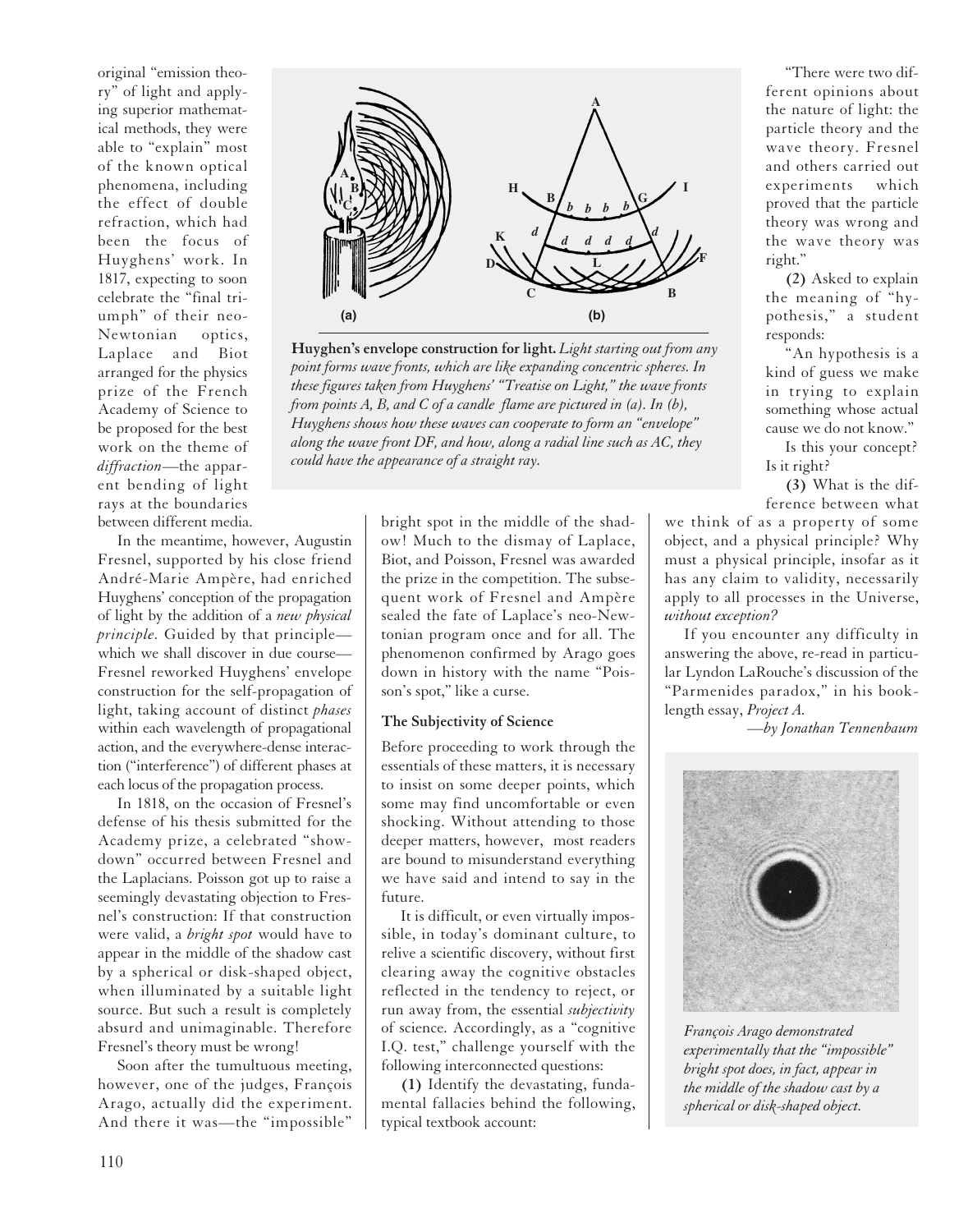original "emission theory" of light and applying superior mathematical methods, they were able to "explain" most of the known optical phenomena, including the effect of double refraction, which had been the focus of Huyghens' work. In 1817, expecting to soon celebrate the "final triumph" of their neo-Newtonian optics, Laplace and Biot arranged for the physics prize of the French Academy of Science to be proposed for the best work on the theme of *diffraction*—the apparent bending of light rays at the boundaries between different media.

**Huyghen's envelope construction for light.** *Light starting out from any point forms wave fronts, which are like expanding concentric spheres. In these figures taken from Huyghens' "Treatise on Light," the wave fronts from points A, B, and C of a candle flame are pictured in (a). In (b), Huyghens shows how these waves can cooperate to form an "envelope" along the wave front DF, and how, along a radial line such as AC, they could have the appearance of a straight ray.*

In the meantime, however, Augustin Fresnel, supported by his close friend André-Marie Ampère, had enriched Huyghens' conception of the propagation of light by the addition of a *new physical principle*. Guided by that principle—which we shall discover in due course—Fresnel reworked Huyghens' envelope construction for the self-propagation of light, taking account of distinct *phases* within each wavelength of propagational action, and the everywhere-dense interaction ("interference") of different phases at each locus of the propagation process.

In 1818, on the occasion of Fresnel's defense of his thesis submitted for the Academy prize, a celebrated "showdown" occurred between Fresnel and the Laplacians. Poisson got up to raise a seemingly devastating objection to Fresnel's construction: If that construction were valid, a *bright spot* would have to appear in the middle of the shadow cast by a spherical or disk-shaped object, when illuminated by a suitable light source. But such a result is completely absurd and unimaginable. Therefore Fresnel's theory must be wrong!

Soon after the tumultuous meeting, however, one of the judges, François Arago, actually did the experiment. And there it was—the "impossible" bright spot in the middle of the shadow! Much to the dismay of Laplace, Biot, and Poisson, Fresnel was awarded the prize in the competition. The subsequent work of Fresnel and Ampère sealed the fate of Laplace's neo-Newtonian program once and for all. The phenomenon confirmed by Arago goes down in history with the name "Poisson's spot," like a curse.

### The Subjectivity of Science

Before proceeding to work through the essentials of these matters, it is necessary to insist on some deeper points, which some may find uncomfortable or even shocking. Without attending to those deeper matters, however, most readers are bound to misunderstand everything we have said and intend to say in the future.

It is difficult, or even virtually impossible, in today's dominant culture, to relive a scientific discovery, without first clearing away the cognitive obstacles reflected in the tendency to reject, or run away from, the essential *subjectivity* of science. Accordingly, as a "cognitive I.Q. test," challenge yourself with the following interconnected questions:

**(1)** Identify the devastating, fundamental fallacies behind the following, typical textbook account:

"There were two different opinions about the nature of light: the particle theory and the wave theory. Fresnel and others carried out experiments which proved that the particle theory was wrong and the wave theory was right."

**(2)** Asked to explain the meaning of "hypothesis," a student responds:

"An hypothesis is a kind of guess we make in trying to explain something whose actual cause we do not know."

Is this your concept? Is it right?

**(3)** What is the difference between what we think of as a property of some object, and a physical principle? Why must a physical principle, insofar as it has any claim to validity, necessarily apply to all processes in the Universe, *without exception?*

If you encounter any difficulty in answering the above, re-read in particular Lyndon LaRouche's discussion of the "Parmenides paradox," in his book-length essay, *Project A.*

*—by Jonathan Tennenbaum*

*François Arago demonstrated experimentally that the "impossible" bright spot does, in fact, appear in the middle of the shadow cast by a spherical or disk-shaped object.*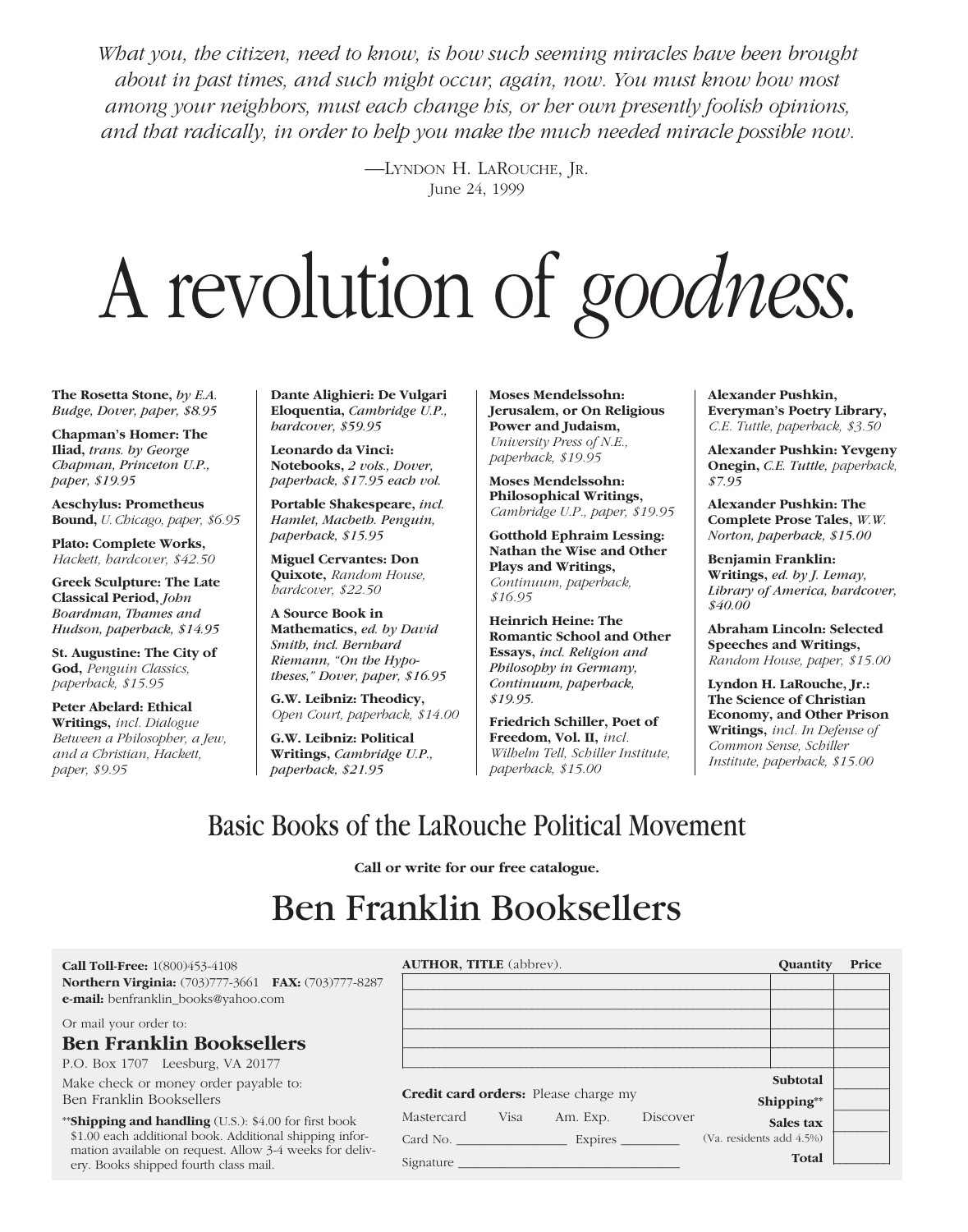*What you, the citizen, need to know, is how such seeming miracles have been brought about in past times, and such might occur, again, now. You must know how most among your neighbors, must each change his, or her own presently foolish opinions, and that radically, in order to help you make the much needed miracle possible now.*

—LYNDON H. LAROUCHE, JR.
June 24, 1999

# A revolution of *goodness.*

**The Rosetta Stone,** *by E.A. Budge, Dover, paper, $8.95*

**Chapman's Homer: The Iliad,** *trans. by George Chapman, Princeton U.P., paper, $19.95*

**Aeschylus: Prometheus Bound,** *U. Chicago, paper, $6.95*

**Plato: Complete Works,** *Hackett, hardcover, $42.50*

**Greek Sculpture: The Late Classical Period,** *John Boardman, Thames and Hudson, paperback, $14.95*

**St. Augustine: The City of God,** *Penguin Classics, paperback, $15.95*

**Peter Abelard: Ethical Writings,** *incl. Dialogue Between a Philosopher, a Jew, and a Christian, Hackett, paper, $9.95*

**Dante Alighieri: De Vulgari Eloquentia,** *Cambridge U.P., hardcover, $59.95*

**Leonardo da Vinci: Notebooks,** *2 vols., Dover, paperback, $17.95 each vol.*

**Portable Shakespeare,** *incl. Hamlet, Macbeth. Penguin, paperback, $15.95*

**Miguel Cervantes: Don Quixote,** *Random House, hardcover, $22.50*

**A Source Book in Mathematics,** *ed. by David Smith, incl. Bernhard Riemann, "On the Hypotheses," Dover, paper, $16.95*

**G.W. Leibniz: Theodicy,** *Open Court, paperback, $14.00*

**G.W. Leibniz: Political Writings,** *Cambridge U.P., paperback, $21.95*

**Moses Mendelssohn: Jerusalem, or On Religious Power and Judaism,** *University Press of N.E., paperback, $19.95*

**Moses Mendelssohn: Philosophical Writings,** *Cambridge U.P., paper, $19.95*

**Gotthold Ephraim Lessing: Nathan the Wise and Other Plays and Writings,** *Continuum, paperback, $16.95*

**Heinrich Heine: The Romantic School and Other Essays,** *incl. Religion and Philosophy in Germany, Continuum, paperback, $19.95.*

**Friedrich Schiller, Poet of Freedom, Vol. II,** *incl. Wilhelm Tell, Schiller Institute, paperback, $15.00*

**Alexander Pushkin, Everyman's Poetry Library,** *C.E. Tuttle, paperback, $3.50*

**Alexander Pushkin: Yevgeny Onegin,** *C.E. Tuttle, paperback, $7.95*

**Alexander Pushkin: The Complete Prose Tales,** *W.W. Norton, paperback, $15.00*

**Benjamin Franklin: Writings,** *ed. by J. Lemay, Library of America, hardcover, $40.00*

**Abraham Lincoln: Selected Speeches and Writings,** *Random House, paper, $15.00*

**Lyndon H. LaRouche, Jr.: The Science of Christian Economy, and Other Prison Writings,** *incl. In Defense of Common Sense, Schiller Institute, paperback, $15.00*

## Basic Books of the LaRouche Political Movement

**Call or write for our free catalogue.**

# Ben Franklin Booksellers

**Call Toll-Free:** 1(800)453-4108
**Northern Virginia:** (703)777-3661 **FAX:** (703)777-8287
**e-mail:** benfranklin_books@yahoo.com

Or mail your order to:

**Ben Franklin Booksellers**
P.O. Box 1707 Leesburg, VA 20177

Make check or money order payable to:
Ben Franklin Booksellers

**Shipping and handling (U.S.): $4.00 for first book $1.00 each additional book. Additional shipping information available on request. Allow 3-4 weeks for delivery. Books shipped fourth class mail.

| **AUTHOR, TITLE** (abbrev). | **Quantity** | **Price** |
|---|---|---|
| | | |
| | | |
| | | |
| | | |
| | | |
| | **Subtotal** | |
| | **Shipping**** | |
| | **Sales tax** (Va. residents add 4.5%) | |
| | **Total** | |

**Credit card orders:** Please charge my

Mastercard Visa Am. Exp. Discover

Card No. ________________ Expires _________

Signature ________________________________